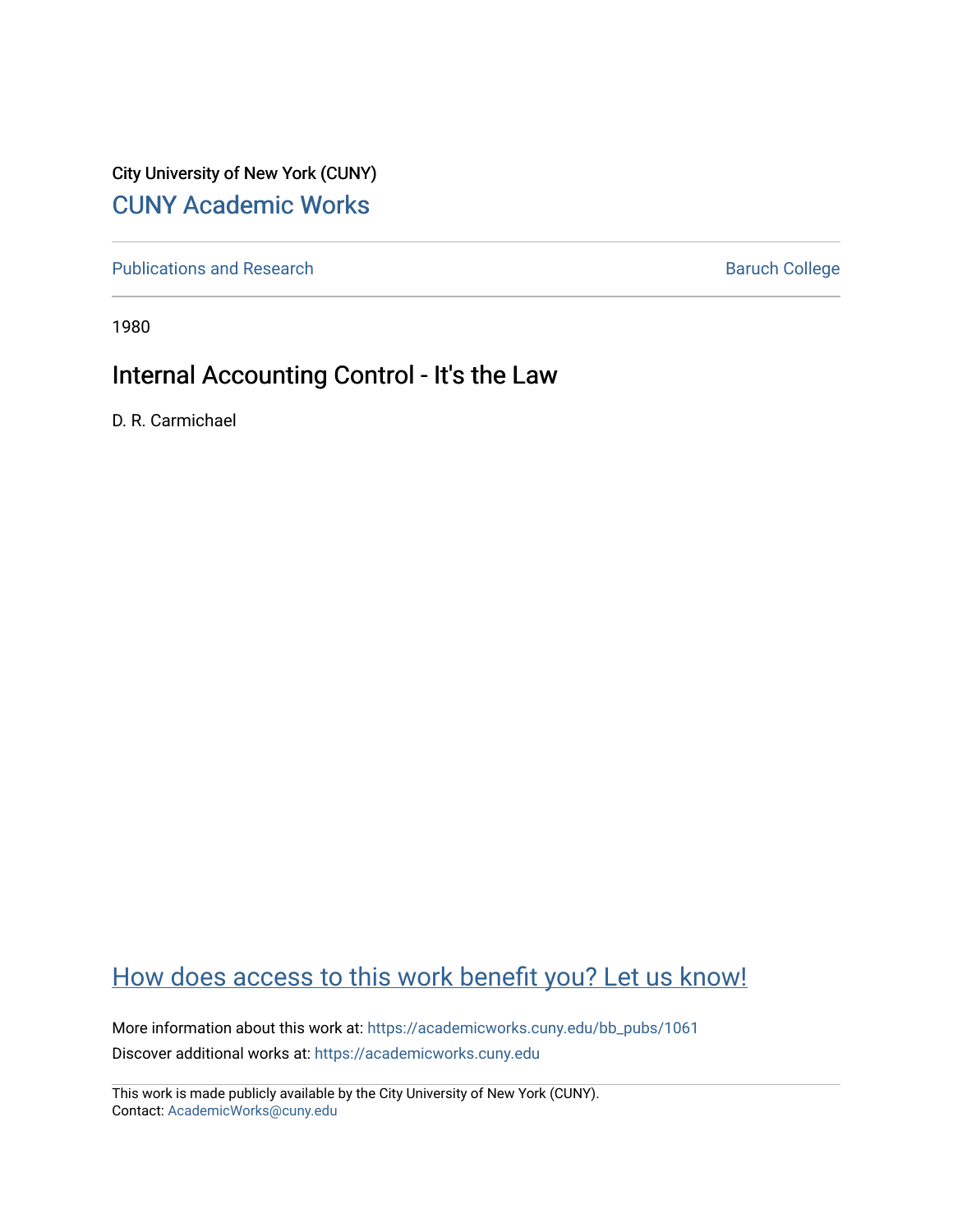City University of New York (CUNY)

## CUNY Academic Works

Publications and Research

Baruch College

1980

# Internal Accounting Control - It's the Law

D. R. Carmichael

How does access to this work benefit you? Let us know!

More information about this work at: https://academicworks.cuny.edu/bb_pubs/1061

Discover additional works at: https://academicworks.cuny.edu

This work is made publicly available by the City University of New York (CUNY).
Contact: AcademicWorks@cuny.edu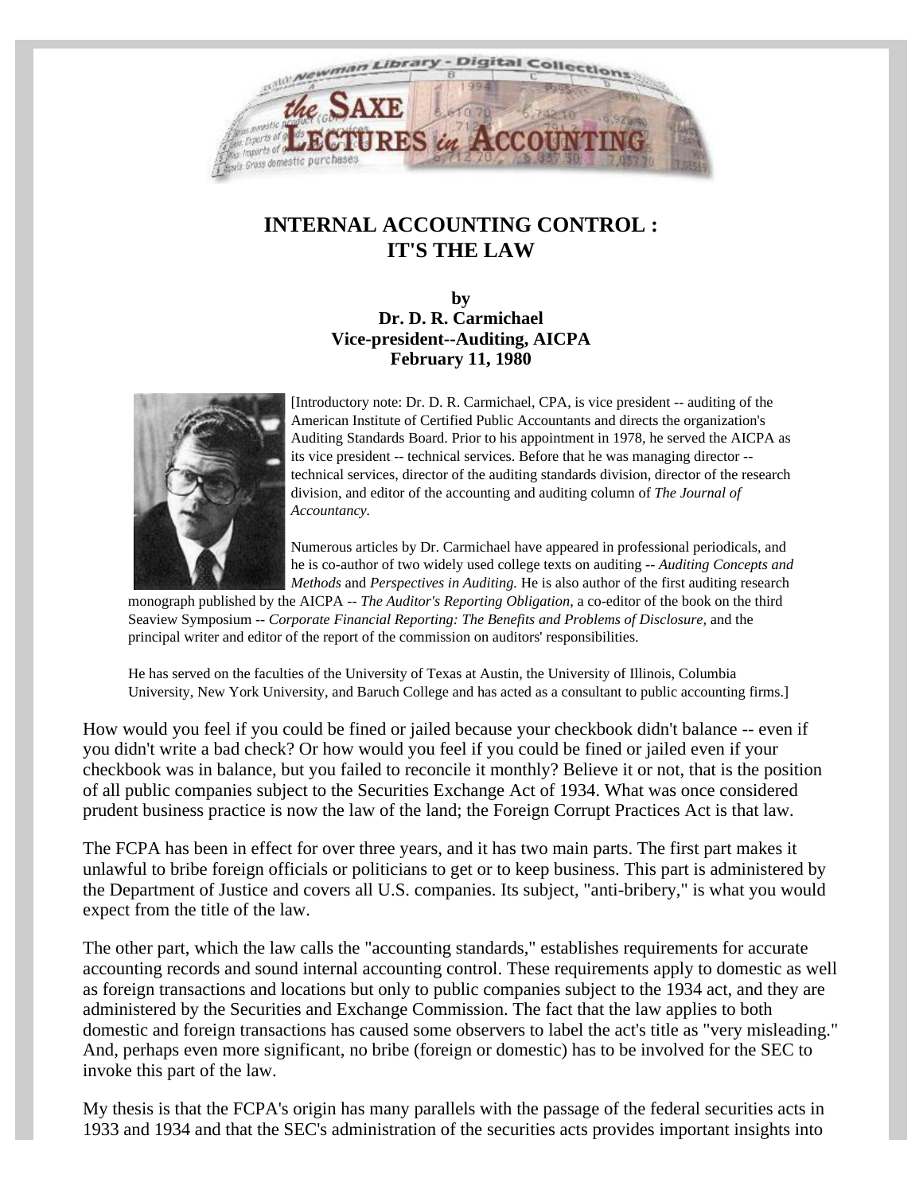# INTERNAL ACCOUNTING CONTROL : IT'S THE LAW

**by**
**Dr. D. R. Carmichael**
**Vice-president--Auditing, AICPA**
**February 11, 1980**

[Introductory note: Dr. D. R. Carmichael, CPA, is vice president -- auditing of the American Institute of Certified Public Accountants and directs the organization's Auditing Standards Board. Prior to his appointment in 1978, he served the AICPA as its vice president -- technical services. Before that he was managing director -- technical services, director of the auditing standards division, director of the research division, and editor of the accounting and auditing column of *The Journal of Accountancy.*

Numerous articles by Dr. Carmichael have appeared in professional periodicals, and he is co-author of two widely used college texts on auditing -- *Auditing Concepts and Methods* and *Perspectives in Auditing.* He is also author of the first auditing research monograph published by the AICPA -- *The Auditor's Reporting Obligation,* a co-editor of the book on the third Seaview Symposium -- *Corporate Financial Reporting: The Benefits and Problems of Disclosure,* and the principal writer and editor of the report of the commission on auditors' responsibilities.

He has served on the faculties of the University of Texas at Austin, the University of Illinois, Columbia University, New York University, and Baruch College and has acted as a consultant to public accounting firms.]

How would you feel if you could be fined or jailed because your checkbook didn't balance -- even if you didn't write a bad check? Or how would you feel if you could be fined or jailed even if your checkbook was in balance, but you failed to reconcile it monthly? Believe it or not, that is the position of all public companies subject to the Securities Exchange Act of 1934. What was once considered prudent business practice is now the law of the land; the Foreign Corrupt Practices Act is that law.

The FCPA has been in effect for over three years, and it has two main parts. The first part makes it unlawful to bribe foreign officials or politicians to get or to keep business. This part is administered by the Department of Justice and covers all U.S. companies. Its subject, "anti-bribery," is what you would expect from the title of the law.

The other part, which the law calls the "accounting standards," establishes requirements for accurate accounting records and sound internal accounting control. These requirements apply to domestic as well as foreign transactions and locations but only to public companies subject to the 1934 act, and they are administered by the Securities and Exchange Commission. The fact that the law applies to both domestic and foreign transactions has caused some observers to label the act's title as "very misleading." And, perhaps even more significant, no bribe (foreign or domestic) has to be involved for the SEC to invoke this part of the law.

My thesis is that the FCPA's origin has many parallels with the passage of the federal securities acts in 1933 and 1934 and that the SEC's administration of the securities acts provides important insights into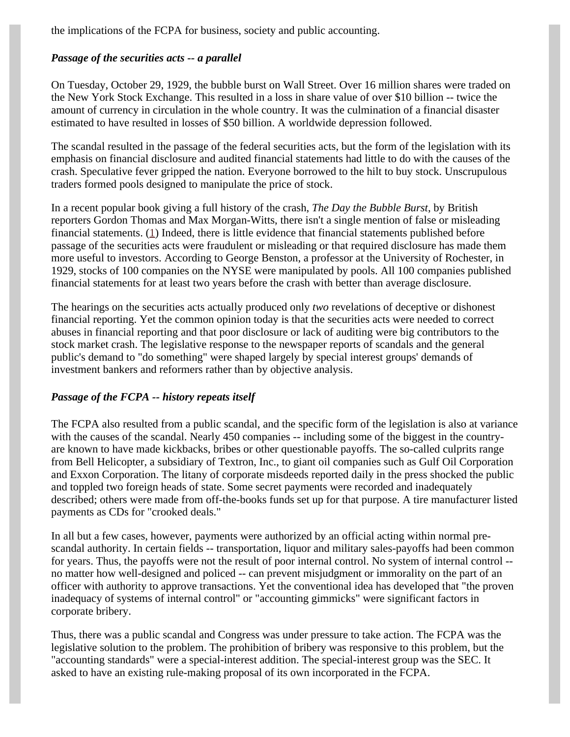the implications of the FCPA for business, society and public accounting.

### *Passage of the securities acts -- a parallel*

On Tuesday, October 29, 1929, the bubble burst on Wall Street. Over 16 million shares were traded on the New York Stock Exchange. This resulted in a loss in share value of over $10 billion -- twice the amount of currency in circulation in the whole country. It was the culmination of a financial disaster estimated to have resulted in losses of $50 billion. A worldwide depression followed.

The scandal resulted in the passage of the federal securities acts, but the form of the legislation with its emphasis on financial disclosure and audited financial statements had little to do with the causes of the crash. Speculative fever gripped the nation. Everyone borrowed to the hilt to buy stock. Unscrupulous traders formed pools designed to manipulate the price of stock.

In a recent popular book giving a full history of the crash, *The Day the Bubble Burst*, by British reporters Gordon Thomas and Max Morgan-Witts, there isn't a single mention of false or misleading financial statements. (1) Indeed, there is little evidence that financial statements published before passage of the securities acts were fraudulent or misleading or that required disclosure has made them more useful to investors. According to George Benston, a professor at the University of Rochester, in 1929, stocks of 100 companies on the NYSE were manipulated by pools. All 100 companies published financial statements for at least two years before the crash with better than average disclosure.

The hearings on the securities acts actually produced only *two* revelations of deceptive or dishonest financial reporting. Yet the common opinion today is that the securities acts were needed to correct abuses in financial reporting and that poor disclosure or lack of auditing were big contributors to the stock market crash. The legislative response to the newspaper reports of scandals and the general public's demand to "do something" were shaped largely by special interest groups' demands of investment bankers and reformers rather than by objective analysis.

### *Passage of the FCPA -- history repeats itself*

The FCPA also resulted from a public scandal, and the specific form of the legislation is also at variance with the causes of the scandal. Nearly 450 companies -- including some of the biggest in the country-are known to have made kickbacks, bribes or other questionable payoffs. The so-called culprits range from Bell Helicopter, a subsidiary of Textron, Inc., to giant oil companies such as Gulf Oil Corporation and Exxon Corporation. The litany of corporate misdeeds reported daily in the press shocked the public and toppled two foreign heads of state. Some secret payments were recorded and inadequately described; others were made from off-the-books funds set up for that purpose. A tire manufacturer listed payments as CDs for "crooked deals."

In all but a few cases, however, payments were authorized by an official acting within normal pre-scandal authority. In certain fields -- transportation, liquor and military sales-payoffs had been common for years. Thus, the payoffs were not the result of poor internal control. No system of internal control -- no matter how well-designed and policed -- can prevent misjudgment or immorality on the part of an officer with authority to approve transactions. Yet the conventional idea has developed that "the proven inadequacy of systems of internal control" or "accounting gimmicks" were significant factors in corporate bribery.

Thus, there was a public scandal and Congress was under pressure to take action. The FCPA was the legislative solution to the problem. The prohibition of bribery was responsive to this problem, but the "accounting standards" were a special-interest addition. The special-interest group was the SEC. It asked to have an existing rule-making proposal of its own incorporated in the FCPA.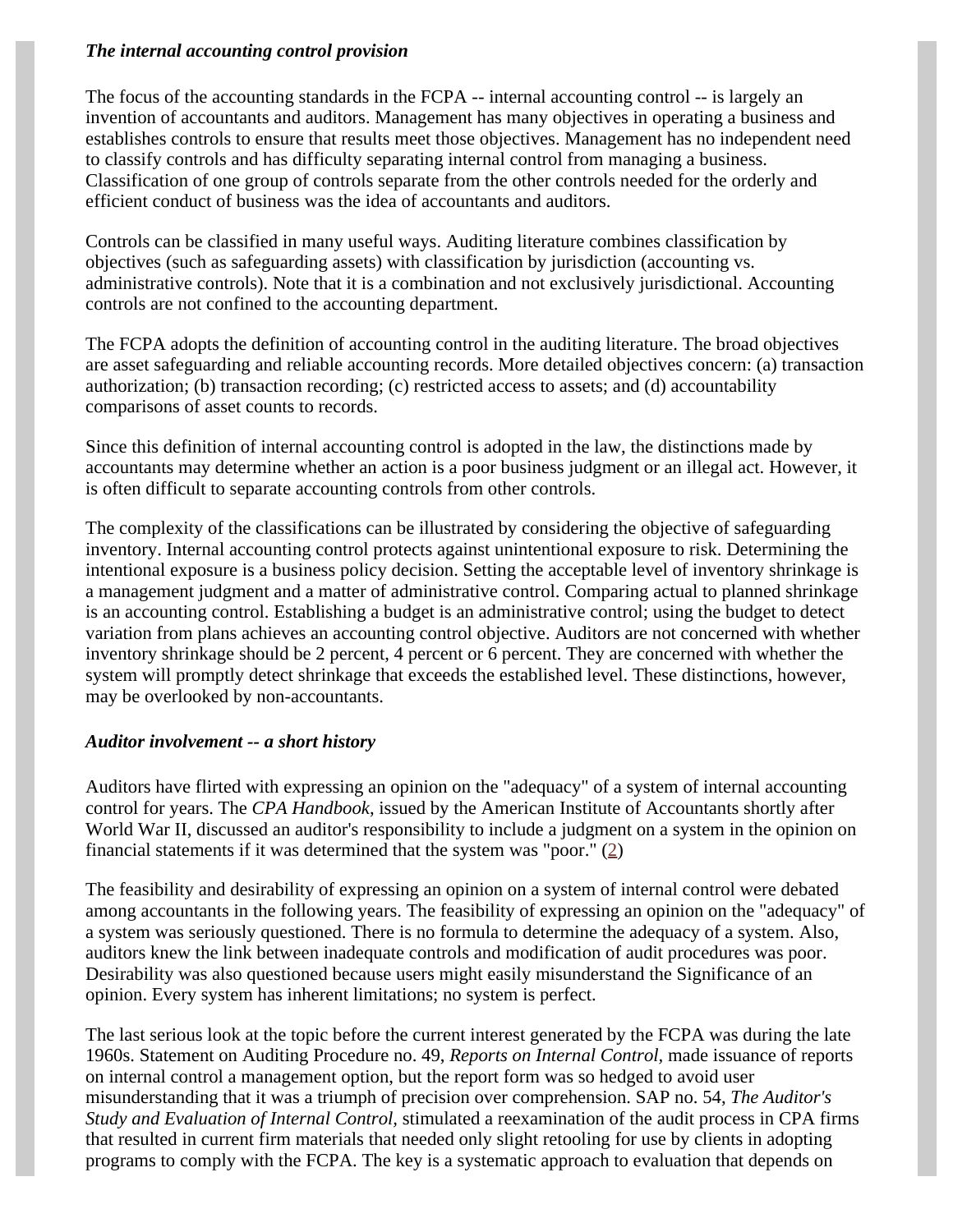***The internal accounting control provision***

The focus of the accounting standards in the FCPA -- internal accounting control -- is largely an invention of accountants and auditors. Management has many objectives in operating a business and establishes controls to ensure that results meet those objectives. Management has no independent need to classify controls and has difficulty separating internal control from managing a business. Classification of one group of controls separate from the other controls needed for the orderly and efficient conduct of business was the idea of accountants and auditors.

Controls can be classified in many useful ways. Auditing literature combines classification by objectives (such as safeguarding assets) with classification by jurisdiction (accounting vs. administrative controls). Note that it is a combination and not exclusively jurisdictional. Accounting controls are not confined to the accounting department.

The FCPA adopts the definition of accounting control in the auditing literature. The broad objectives are asset safeguarding and reliable accounting records. More detailed objectives concern: (a) transaction authorization; (b) transaction recording; (c) restricted access to assets; and (d) accountability comparisons of asset counts to records.

Since this definition of internal accounting control is adopted in the law, the distinctions made by accountants may determine whether an action is a poor business judgment or an illegal act. However, it is often difficult to separate accounting controls from other controls.

The complexity of the classifications can be illustrated by considering the objective of safeguarding inventory. Internal accounting control protects against unintentional exposure to risk. Determining the intentional exposure is a business policy decision. Setting the acceptable level of inventory shrinkage is a management judgment and a matter of administrative control. Comparing actual to planned shrinkage is an accounting control. Establishing a budget is an administrative control; using the budget to detect variation from plans achieves an accounting control objective. Auditors are not concerned with whether inventory shrinkage should be 2 percent, 4 percent or 6 percent. They are concerned with whether the system will promptly detect shrinkage that exceeds the established level. These distinctions, however, may be overlooked by non-accountants.

***Auditor involvement -- a short history***

Auditors have flirted with expressing an opinion on the "adequacy" of a system of internal accounting control for years. The *CPA Handbook*, issued by the American Institute of Accountants shortly after World War II, discussed an auditor's responsibility to include a judgment on a system in the opinion on financial statements if it was determined that the system was "poor." (2)

The feasibility and desirability of expressing an opinion on a system of internal control were debated among accountants in the following years. The feasibility of expressing an opinion on the "adequacy" of a system was seriously questioned. There is no formula to determine the adequacy of a system. Also, auditors knew the link between inadequate controls and modification of audit procedures was poor. Desirability was also questioned because users might easily misunderstand the Significance of an opinion. Every system has inherent limitations; no system is perfect.

The last serious look at the topic before the current interest generated by the FCPA was during the late 1960s. Statement on Auditing Procedure no. 49, *Reports on Internal Control,* made issuance of reports on internal control a management option, but the report form was so hedged to avoid user misunderstanding that it was a triumph of precision over comprehension. SAP no. 54, *The Auditor's Study and Evaluation of Internal Control*, stimulated a reexamination of the audit process in CPA firms that resulted in current firm materials that needed only slight retooling for use by clients in adopting programs to comply with the FCPA. The key is a systematic approach to evaluation that depends on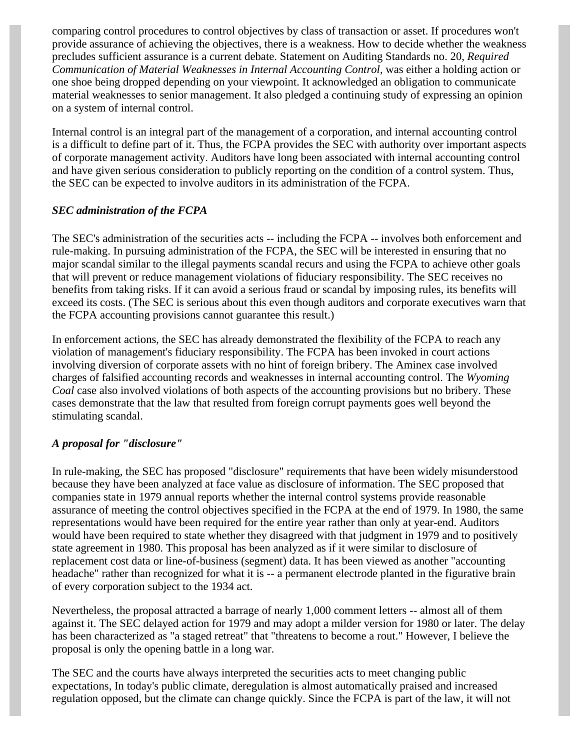comparing control procedures to control objectives by class of transaction or asset. If procedures won't provide assurance of achieving the objectives, there is a weakness. How to decide whether the weakness precludes sufficient assurance is a current debate. Statement on Auditing Standards no. 20, *Required Communication of Material Weaknesses in Internal Accounting Control*, was either a holding action or one shoe being dropped depending on your viewpoint. It acknowledged an obligation to communicate material weaknesses to senior management. It also pledged a continuing study of expressing an opinion on a system of internal control.

Internal control is an integral part of the management of a corporation, and internal accounting control is a difficult to define part of it. Thus, the FCPA provides the SEC with authority over important aspects of corporate management activity. Auditors have long been associated with internal accounting control and have given serious consideration to publicly reporting on the condition of a control system. Thus, the SEC can be expected to involve auditors in its administration of the FCPA.

### *SEC administration of the FCPA*

The SEC's administration of the securities acts -- including the FCPA -- involves both enforcement and rule-making. In pursuing administration of the FCPA, the SEC will be interested in ensuring that no major scandal similar to the illegal payments scandal recurs and using the FCPA to achieve other goals that will prevent or reduce management violations of fiduciary responsibility. The SEC receives no benefits from taking risks. If it can avoid a serious fraud or scandal by imposing rules, its benefits will exceed its costs. (The SEC is serious about this even though auditors and corporate executives warn that the FCPA accounting provisions cannot guarantee this result.)

In enforcement actions, the SEC has already demonstrated the flexibility of the FCPA to reach any violation of management's fiduciary responsibility. The FCPA has been invoked in court actions involving diversion of corporate assets with no hint of foreign bribery. The Aminex case involved charges of falsified accounting records and weaknesses in internal accounting control. The *Wyoming Coal* case also involved violations of both aspects of the accounting provisions but no bribery. These cases demonstrate that the law that resulted from foreign corrupt payments goes well beyond the stimulating scandal.

### *A proposal for "disclosure"*

In rule-making, the SEC has proposed "disclosure" requirements that have been widely misunderstood because they have been analyzed at face value as disclosure of information. The SEC proposed that companies state in 1979 annual reports whether the internal control systems provide reasonable assurance of meeting the control objectives specified in the FCPA at the end of 1979. In 1980, the same representations would have been required for the entire year rather than only at year-end. Auditors would have been required to state whether they disagreed with that judgment in 1979 and to positively state agreement in 1980. This proposal has been analyzed as if it were similar to disclosure of replacement cost data or line-of-business (segment) data. It has been viewed as another "accounting headache" rather than recognized for what it is -- a permanent electrode planted in the figurative brain of every corporation subject to the 1934 act.

Nevertheless, the proposal attracted a barrage of nearly 1,000 comment letters -- almost all of them against it. The SEC delayed action for 1979 and may adopt a milder version for 1980 or later. The delay has been characterized as "a staged retreat" that "threatens to become a rout." However, I believe the proposal is only the opening battle in a long war.

The SEC and the courts have always interpreted the securities acts to meet changing public expectations, In today's public climate, deregulation is almost automatically praised and increased regulation opposed, but the climate can change quickly. Since the FCPA is part of the law, it will not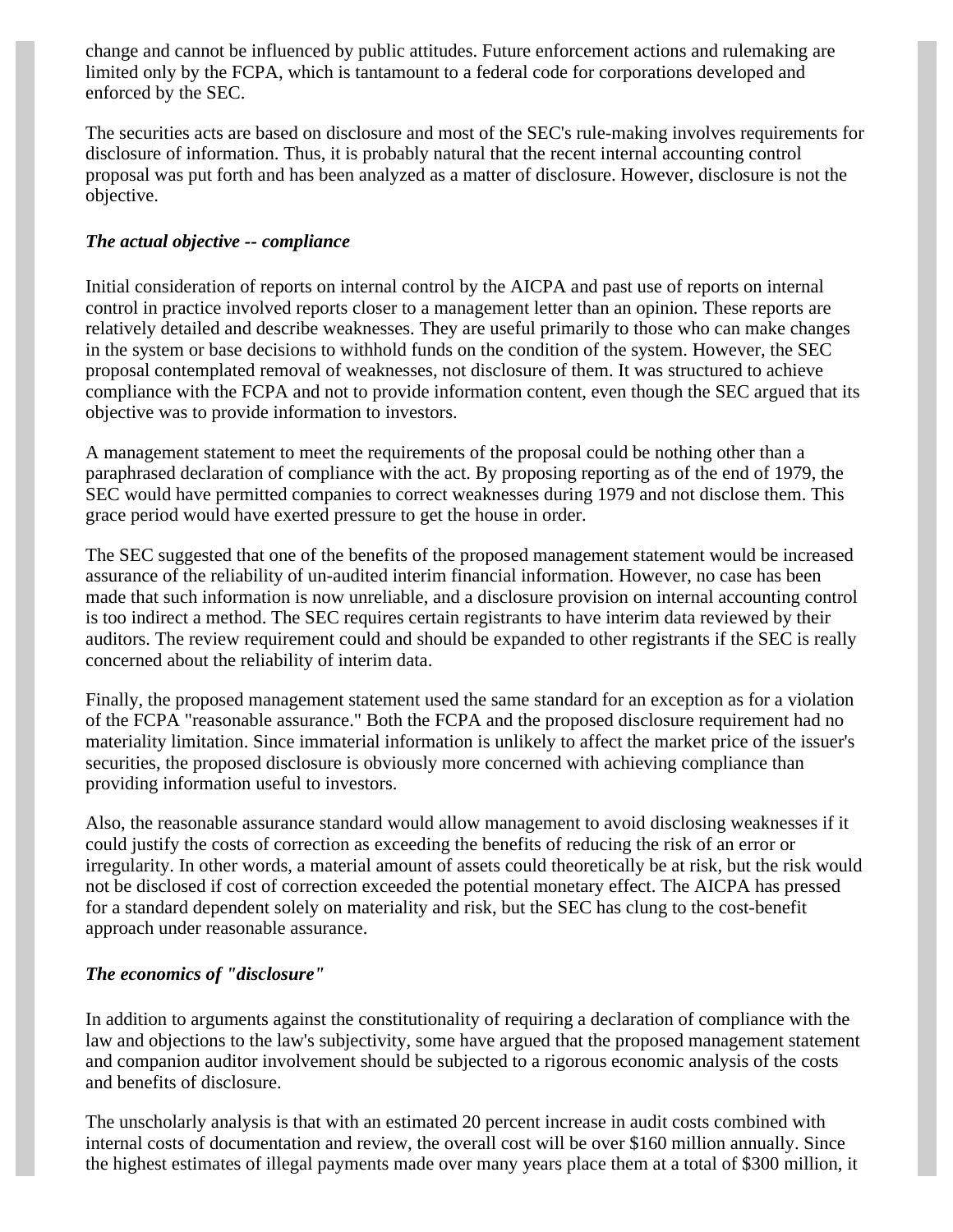change and cannot be influenced by public attitudes. Future enforcement actions and rulemaking are limited only by the FCPA, which is tantamount to a federal code for corporations developed and enforced by the SEC.

The securities acts are based on disclosure and most of the SEC's rule-making involves requirements for disclosure of information. Thus, it is probably natural that the recent internal accounting control proposal was put forth and has been analyzed as a matter of disclosure. However, disclosure is not the objective.

### *The actual objective -- compliance*

Initial consideration of reports on internal control by the AICPA and past use of reports on internal control in practice involved reports closer to a management letter than an opinion. These reports are relatively detailed and describe weaknesses. They are useful primarily to those who can make changes in the system or base decisions to withhold funds on the condition of the system. However, the SEC proposal contemplated removal of weaknesses, not disclosure of them. It was structured to achieve compliance with the FCPA and not to provide information content, even though the SEC argued that its objective was to provide information to investors.

A management statement to meet the requirements of the proposal could be nothing other than a paraphrased declaration of compliance with the act. By proposing reporting as of the end of 1979, the SEC would have permitted companies to correct weaknesses during 1979 and not disclose them. This grace period would have exerted pressure to get the house in order.

The SEC suggested that one of the benefits of the proposed management statement would be increased assurance of the reliability of un-audited interim financial information. However, no case has been made that such information is now unreliable, and a disclosure provision on internal accounting control is too indirect a method. The SEC requires certain registrants to have interim data reviewed by their auditors. The review requirement could and should be expanded to other registrants if the SEC is really concerned about the reliability of interim data.

Finally, the proposed management statement used the same standard for an exception as for a violation of the FCPA "reasonable assurance." Both the FCPA and the proposed disclosure requirement had no materiality limitation. Since immaterial information is unlikely to affect the market price of the issuer's securities, the proposed disclosure is obviously more concerned with achieving compliance than providing information useful to investors.

Also, the reasonable assurance standard would allow management to avoid disclosing weaknesses if it could justify the costs of correction as exceeding the benefits of reducing the risk of an error or irregularity. In other words, a material amount of assets could theoretically be at risk, but the risk would not be disclosed if cost of correction exceeded the potential monetary effect. The AICPA has pressed for a standard dependent solely on materiality and risk, but the SEC has clung to the cost-benefit approach under reasonable assurance.

### *The economics of "disclosure"*

In addition to arguments against the constitutionality of requiring a declaration of compliance with the law and objections to the law's subjectivity, some have argued that the proposed management statement and companion auditor involvement should be subjected to a rigorous economic analysis of the costs and benefits of disclosure.

The unscholarly analysis is that with an estimated 20 percent increase in audit costs combined with internal costs of documentation and review, the overall cost will be over $160 million annually. Since the highest estimates of illegal payments made over many years place them at a total of $300 million, it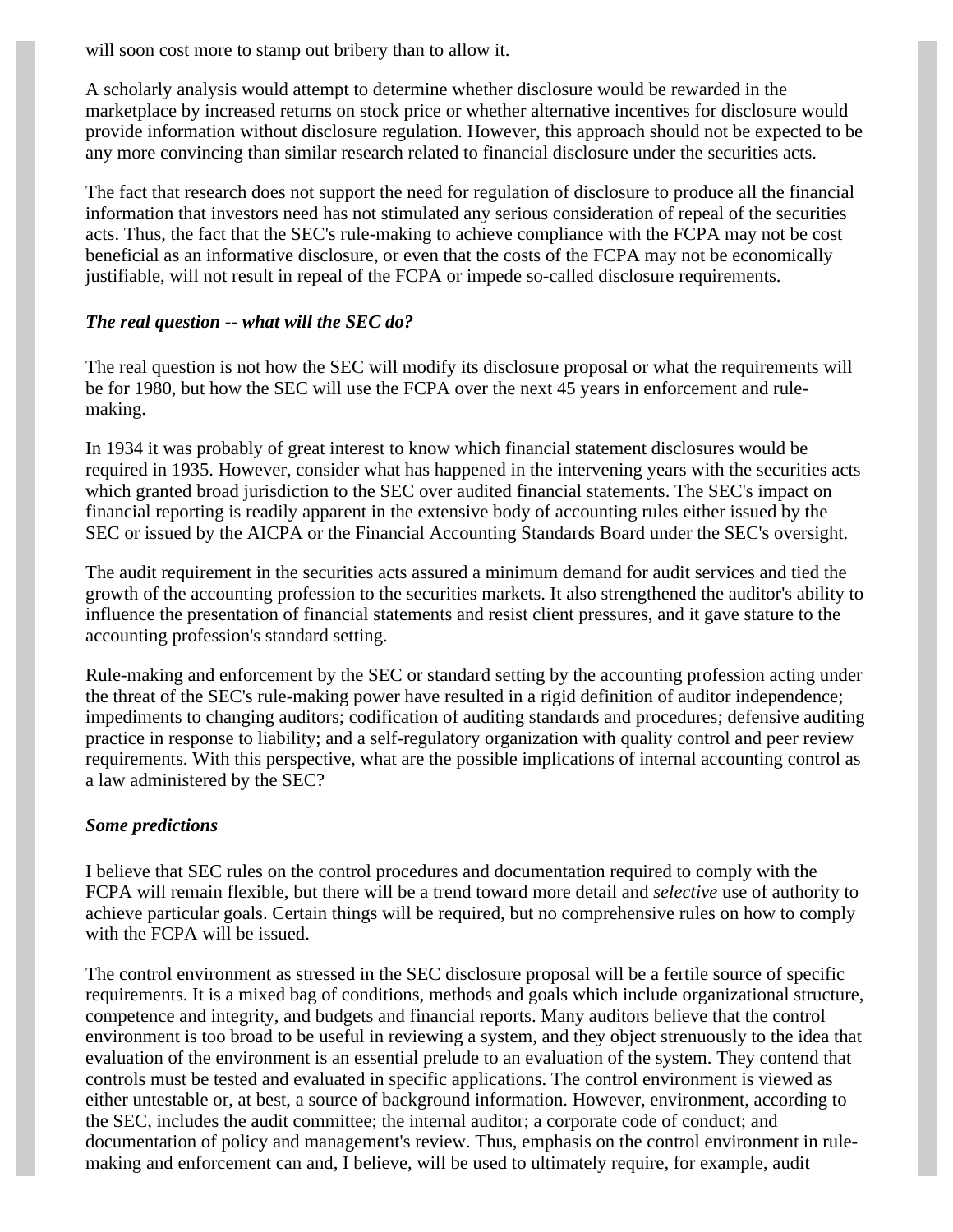will soon cost more to stamp out bribery than to allow it.

A scholarly analysis would attempt to determine whether disclosure would be rewarded in the marketplace by increased returns on stock price or whether alternative incentives for disclosure would provide information without disclosure regulation. However, this approach should not be expected to be any more convincing than similar research related to financial disclosure under the securities acts.

The fact that research does not support the need for regulation of disclosure to produce all the financial information that investors need has not stimulated any serious consideration of repeal of the securities acts. Thus, the fact that the SEC's rule-making to achieve compliance with the FCPA may not be cost beneficial as an informative disclosure, or even that the costs of the FCPA may not be economically justifiable, will not result in repeal of the FCPA or impede so-called disclosure requirements.

***The real question -- what will the SEC do?***

The real question is not how the SEC will modify its disclosure proposal or what the requirements will be for 1980, but how the SEC will use the FCPA over the next 45 years in enforcement and rule-making.

In 1934 it was probably of great interest to know which financial statement disclosures would be required in 1935. However, consider what has happened in the intervening years with the securities acts which granted broad jurisdiction to the SEC over audited financial statements. The SEC's impact on financial reporting is readily apparent in the extensive body of accounting rules either issued by the SEC or issued by the AICPA or the Financial Accounting Standards Board under the SEC's oversight.

The audit requirement in the securities acts assured a minimum demand for audit services and tied the growth of the accounting profession to the securities markets. It also strengthened the auditor's ability to influence the presentation of financial statements and resist client pressures, and it gave stature to the accounting profession's standard setting.

Rule-making and enforcement by the SEC or standard setting by the accounting profession acting under the threat of the SEC's rule-making power have resulted in a rigid definition of auditor independence; impediments to changing auditors; codification of auditing standards and procedures; defensive auditing practice in response to liability; and a self-regulatory organization with quality control and peer review requirements. With this perspective, what are the possible implications of internal accounting control as a law administered by the SEC?

***Some predictions***

I believe that SEC rules on the control procedures and documentation required to comply with the FCPA will remain flexible, but there will be a trend toward more detail and *selective* use of authority to achieve particular goals. Certain things will be required, but no comprehensive rules on how to comply with the FCPA will be issued.

The control environment as stressed in the SEC disclosure proposal will be a fertile source of specific requirements. It is a mixed bag of conditions, methods and goals which include organizational structure, competence and integrity, and budgets and financial reports. Many auditors believe that the control environment is too broad to be useful in reviewing a system, and they object strenuously to the idea that evaluation of the environment is an essential prelude to an evaluation of the system. They contend that controls must be tested and evaluated in specific applications. The control environment is viewed as either untestable or, at best, a source of background information. However, environment, according to the SEC, includes the audit committee; the internal auditor; a corporate code of conduct; and documentation of policy and management's review. Thus, emphasis on the control environment in rule-making and enforcement can and, I believe, will be used to ultimately require, for example, audit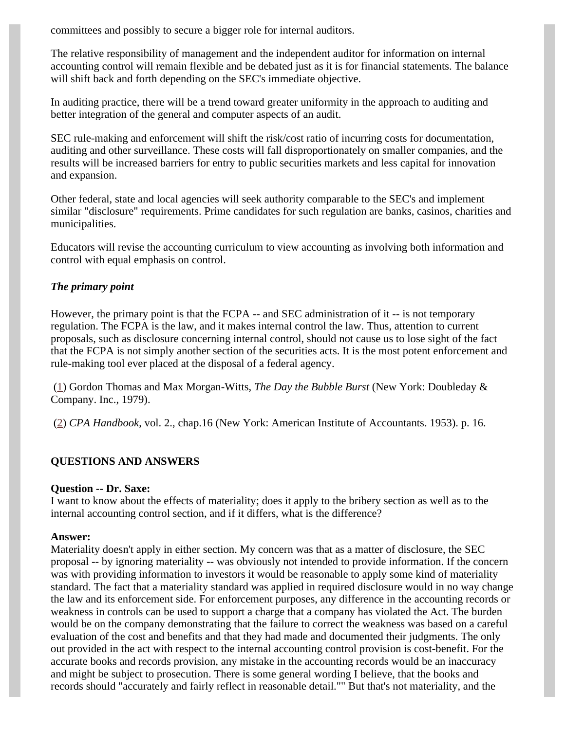committees and possibly to secure a bigger role for internal auditors.

The relative responsibility of management and the independent auditor for information on internal accounting control will remain flexible and be debated just as it is for financial statements. The balance will shift back and forth depending on the SEC's immediate objective.

In auditing practice, there will be a trend toward greater uniformity in the approach to auditing and better integration of the general and computer aspects of an audit.

SEC rule-making and enforcement will shift the risk/cost ratio of incurring costs for documentation, auditing and other surveillance. These costs will fall disproportionately on smaller companies, and the results will be increased barriers for entry to public securities markets and less capital for innovation and expansion.

Other federal, state and local agencies will seek authority comparable to the SEC's and implement similar "disclosure" requirements. Prime candidates for such regulation are banks, casinos, charities and municipalities.

Educators will revise the accounting curriculum to view accounting as involving both information and control with equal emphasis on control.

***The primary point***

However, the primary point is that the FCPA -- and SEC administration of it -- is not temporary regulation. The FCPA is the law, and it makes internal control the law. Thus, attention to current proposals, such as disclosure concerning internal control, should not cause us to lose sight of the fact that the FCPA is not simply another section of the securities acts. It is the most potent enforcement and rule-making tool ever placed at the disposal of a federal agency.

(1) Gordon Thomas and Max Morgan-Witts, *The Day the Bubble Burst* (New York: Doubleday & Company. Inc., 1979).

(2) *CPA Handbook*, vol. 2., chap.16 (New York: American Institute of Accountants. 1953). p. 16.

**QUESTIONS AND ANSWERS**

**Question -- Dr. Saxe:**
I want to know about the effects of materiality; does it apply to the bribery section as well as to the internal accounting control section, and if it differs, what is the difference?

**Answer:**
Materiality doesn't apply in either section. My concern was that as a matter of disclosure, the SEC proposal -- by ignoring materiality -- was obviously not intended to provide information. If the concern was with providing information to investors it would be reasonable to apply some kind of materiality standard. The fact that a materiality standard was applied in required disclosure would in no way change the law and its enforcement side. For enforcement purposes, any difference in the accounting records or weakness in controls can be used to support a charge that a company has violated the Act. The burden would be on the company demonstrating that the failure to correct the weakness was based on a careful evaluation of the cost and benefits and that they had made and documented their judgments. The only out provided in the act with respect to the internal accounting control provision is cost-benefit. For the accurate books and records provision, any mistake in the accounting records would be an inaccuracy and might be subject to prosecution. There is some general wording I believe, that the books and records should "accurately and fairly reflect in reasonable detail."" But that's not materiality, and the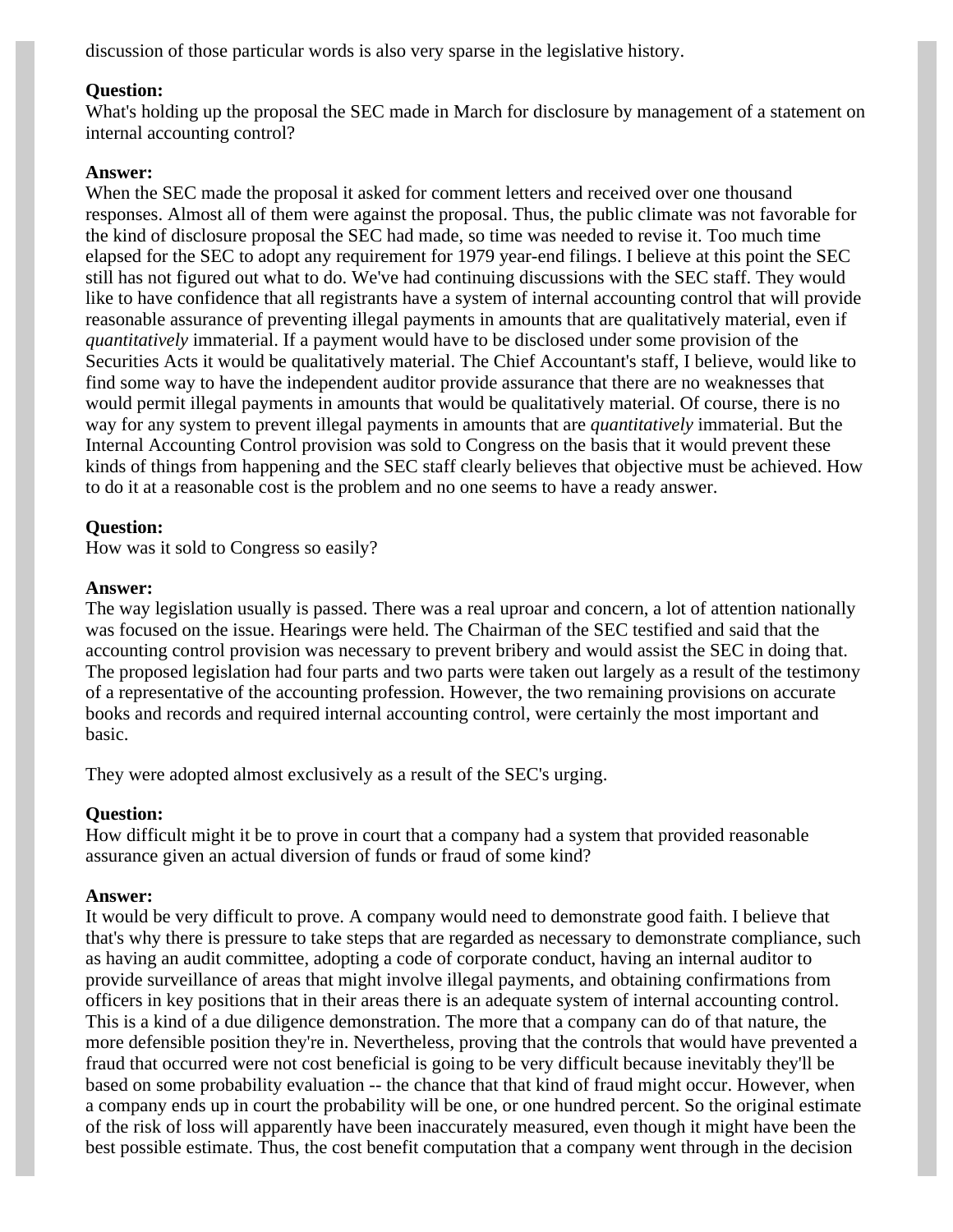discussion of those particular words is also very sparse in the legislative history.

**Question:**
What's holding up the proposal the SEC made in March for disclosure by management of a statement on internal accounting control?

**Answer:**
When the SEC made the proposal it asked for comment letters and received over one thousand responses. Almost all of them were against the proposal. Thus, the public climate was not favorable for the kind of disclosure proposal the SEC had made, so time was needed to revise it. Too much time elapsed for the SEC to adopt any requirement for 1979 year-end filings. I believe at this point the SEC still has not figured out what to do. We've had continuing discussions with the SEC staff. They would like to have confidence that all registrants have a system of internal accounting control that will provide reasonable assurance of preventing illegal payments in amounts that are qualitatively material, even if *quantitatively* immaterial. If a payment would have to be disclosed under some provision of the Securities Acts it would be qualitatively material. The Chief Accountant's staff, I believe, would like to find some way to have the independent auditor provide assurance that there are no weaknesses that would permit illegal payments in amounts that would be qualitatively material. Of course, there is no way for any system to prevent illegal payments in amounts that are *quantitatively* immaterial. But the Internal Accounting Control provision was sold to Congress on the basis that it would prevent these kinds of things from happening and the SEC staff clearly believes that objective must be achieved. How to do it at a reasonable cost is the problem and no one seems to have a ready answer.

**Question:**
How was it sold to Congress so easily?

**Answer:**
The way legislation usually is passed. There was a real uproar and concern, a lot of attention nationally was focused on the issue. Hearings were held. The Chairman of the SEC testified and said that the accounting control provision was necessary to prevent bribery and would assist the SEC in doing that. The proposed legislation had four parts and two parts were taken out largely as a result of the testimony of a representative of the accounting profession. However, the two remaining provisions on accurate books and records and required internal accounting control, were certainly the most important and basic.

They were adopted almost exclusively as a result of the SEC's urging.

**Question:**
How difficult might it be to prove in court that a company had a system that provided reasonable assurance given an actual diversion of funds or fraud of some kind?

**Answer:**
It would be very difficult to prove. A company would need to demonstrate good faith. I believe that that's why there is pressure to take steps that are regarded as necessary to demonstrate compliance, such as having an audit committee, adopting a code of corporate conduct, having an internal auditor to provide surveillance of areas that might involve illegal payments, and obtaining confirmations from officers in key positions that in their areas there is an adequate system of internal accounting control. This is a kind of a due diligence demonstration. The more that a company can do of that nature, the more defensible position they're in. Nevertheless, proving that the controls that would have prevented a fraud that occurred were not cost beneficial is going to be very difficult because inevitably they'll be based on some probability evaluation -- the chance that that kind of fraud might occur. However, when a company ends up in court the probability will be one, or one hundred percent. So the original estimate of the risk of loss will apparently have been inaccurately measured, even though it might have been the best possible estimate. Thus, the cost benefit computation that a company went through in the decision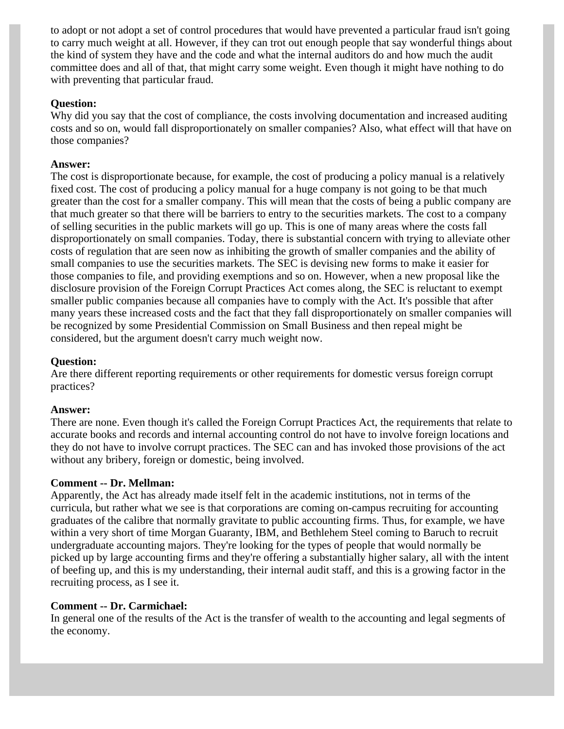to adopt or not adopt a set of control procedures that would have prevented a particular fraud isn't going to carry much weight at all. However, if they can trot out enough people that say wonderful things about the kind of system they have and the code and what the internal auditors do and how much the audit committee does and all of that, that might carry some weight. Even though it might have nothing to do with preventing that particular fraud.

**Question:**
Why did you say that the cost of compliance, the costs involving documentation and increased auditing costs and so on, would fall disproportionately on smaller companies? Also, what effect will that have on those companies?

**Answer:**
The cost is disproportionate because, for example, the cost of producing a policy manual is a relatively fixed cost. The cost of producing a policy manual for a huge company is not going to be that much greater than the cost for a smaller company. This will mean that the costs of being a public company are that much greater so that there will be barriers to entry to the securities markets. The cost to a company of selling securities in the public markets will go up. This is one of many areas where the costs fall disproportionately on small companies. Today, there is substantial concern with trying to alleviate other costs of regulation that are seen now as inhibiting the growth of smaller companies and the ability of small companies to use the securities markets. The SEC is devising new forms to make it easier for those companies to file, and providing exemptions and so on. However, when a new proposal like the disclosure provision of the Foreign Corrupt Practices Act comes along, the SEC is reluctant to exempt smaller public companies because all companies have to comply with the Act. It's possible that after many years these increased costs and the fact that they fall disproportionately on smaller companies will be recognized by some Presidential Commission on Small Business and then repeal might be considered, but the argument doesn't carry much weight now.

**Question:**
Are there different reporting requirements or other requirements for domestic versus foreign corrupt practices?

**Answer:**
There are none. Even though it's called the Foreign Corrupt Practices Act, the requirements that relate to accurate books and records and internal accounting control do not have to involve foreign locations and they do not have to involve corrupt practices. The SEC can and has invoked those provisions of the act without any bribery, foreign or domestic, being involved.

**Comment -- Dr. Mellman:**
Apparently, the Act has already made itself felt in the academic institutions, not in terms of the curricula, but rather what we see is that corporations are coming on-campus recruiting for accounting graduates of the calibre that normally gravitate to public accounting firms. Thus, for example, we have within a very short of time Morgan Guaranty, IBM, and Bethlehem Steel coming to Baruch to recruit undergraduate accounting majors. They're looking for the types of people that would normally be picked up by large accounting firms and they're offering a substantially higher salary, all with the intent of beefing up, and this is my understanding, their internal audit staff, and this is a growing factor in the recruiting process, as I see it.

**Comment -- Dr. Carmichael:**
In general one of the results of the Act is the transfer of wealth to the accounting and legal segments of the economy.